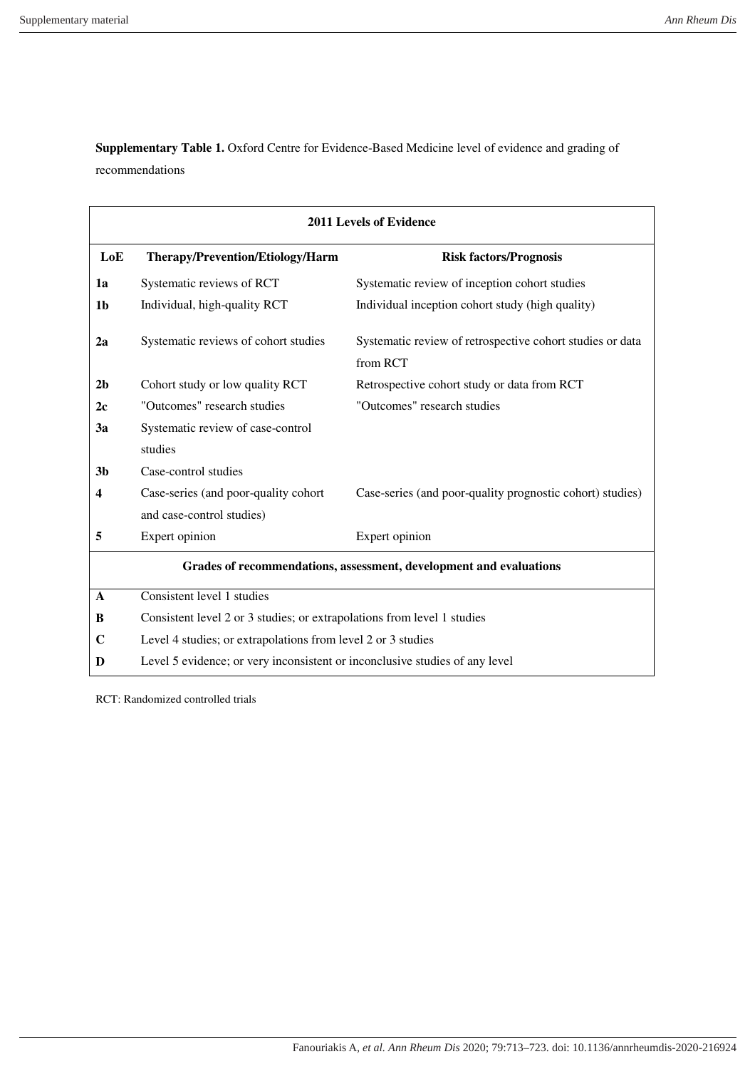**Supplementary Table 1.** Oxford Centre for Evidence-Based Medicine level of evidence and grading of recommendations

| 2011 Levels of Evidence | | |
|---|---|---|
| **LoE** | **Therapy/Prevention/Etiology/Harm** | **Risk factors/Prognosis** |
| **1a** | Systematic reviews of RCT | Systematic review of inception cohort studies |
| **1b** | Individual, high-quality RCT | Individual inception cohort study (high quality) |
| **2a** | Systematic reviews of cohort studies | Systematic review of retrospective cohort studies or data from RCT |
| **2b** | Cohort study or low quality RCT | Retrospective cohort study or data from RCT |
| **2c** | "Outcomes" research studies | "Outcomes" research studies |
| **3a** | Systematic review of case-control studies | |
| **3b** | Case-control studies | |
| **4** | Case-series (and poor-quality cohort and case-control studies) | Case-series (and poor-quality prognostic cohort) studies) |
| **5** | Expert opinion | Expert opinion |
| **Grades of recommendations, assessment, development and evaluations** | | |
| **A** | Consistent level 1 studies | |
| **B** | Consistent level 2 or 3 studies; or extrapolations from level 1 studies | |
| **C** | Level 4 studies; or extrapolations from level 2 or 3 studies | |
| **D** | Level 5 evidence; or very inconsistent or inconclusive studies of any level | |

RCT: Randomized controlled trials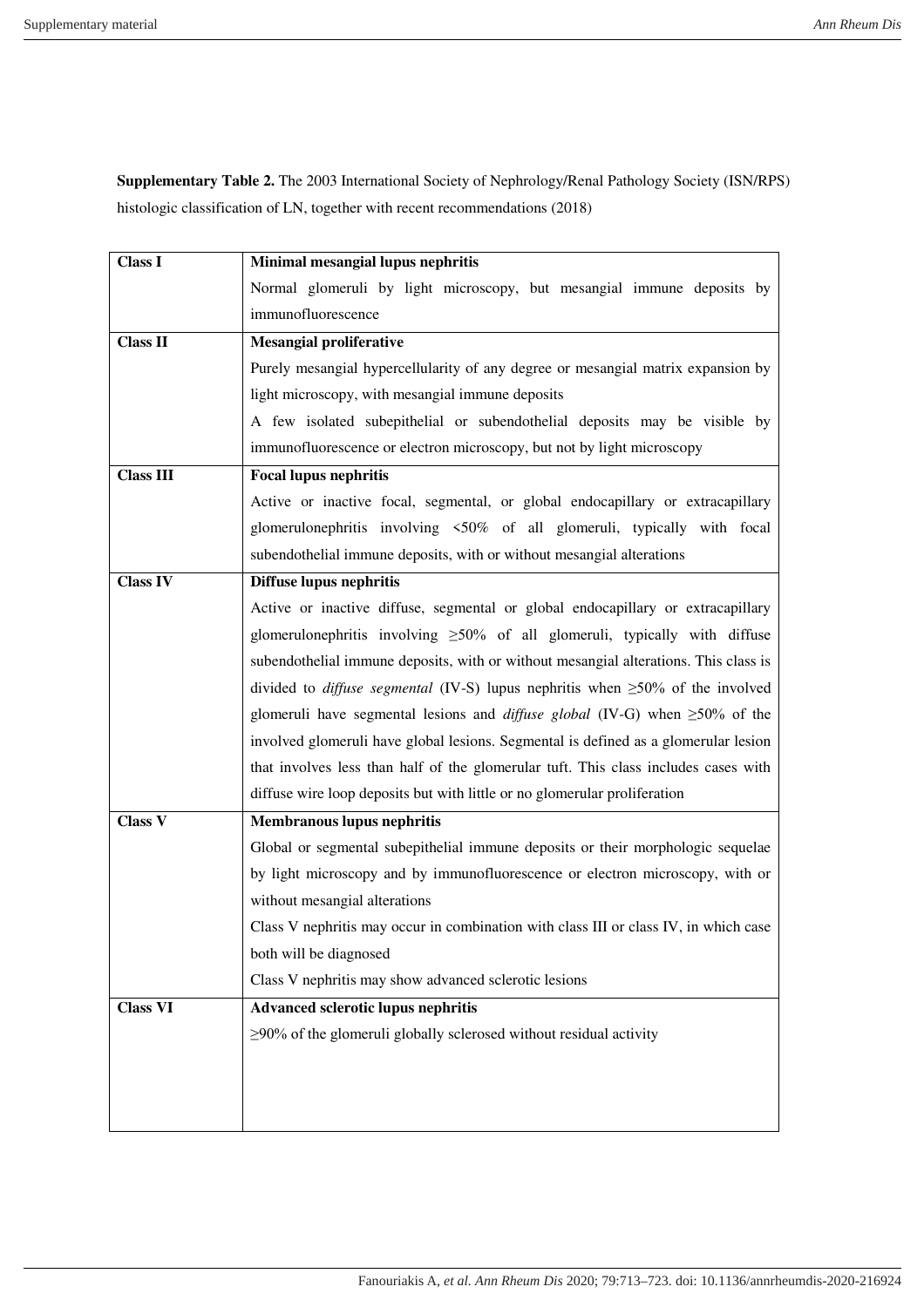**Supplementary Table 2.** The 2003 International Society of Nephrology/Renal Pathology Society (ISN/RPS) histologic classification of LN, together with recent recommendations (2018)

| **Class I** | **Minimal mesangial lupus nephritis**<br>Normal glomeruli by light microscopy, but mesangial immune deposits by immunofluorescence |
|---|---|
| **Class II** | **Mesangial proliferative**<br>Purely mesangial hypercellularity of any degree or mesangial matrix expansion by light microscopy, with mesangial immune deposits<br>A few isolated subepithelial or subendothelial deposits may be visible by immunofluorescence or electron microscopy, but not by light microscopy |
| **Class III** | **Focal lupus nephritis**<br>Active or inactive focal, segmental, or global endocapillary or extracapillary glomerulonephritis involving <50% of all glomeruli, typically with focal subendothelial immune deposits, with or without mesangial alterations |
| **Class IV** | **Diffuse lupus nephritis**<br>Active or inactive diffuse, segmental or global endocapillary or extracapillary glomerulonephritis involving ≥50% of all glomeruli, typically with diffuse subendothelial immune deposits, with or without mesangial alterations. This class is divided to *diffuse segmental* (IV-S) lupus nephritis when ≥50% of the involved glomeruli have segmental lesions and *diffuse global* (IV-G) when ≥50% of the involved glomeruli have global lesions. Segmental is defined as a glomerular lesion that involves less than half of the glomerular tuft. This class includes cases with diffuse wire loop deposits but with little or no glomerular proliferation |
| **Class V** | **Membranous lupus nephritis**<br>Global or segmental subepithelial immune deposits or their morphologic sequelae by light microscopy and by immunofluorescence or electron microscopy, with or without mesangial alterations<br>Class V nephritis may occur in combination with class III or class IV, in which case both will be diagnosed<br>Class V nephritis may show advanced sclerotic lesions |
| **Class VI** | **Advanced sclerotic lupus nephritis**<br>≥90% of the glomeruli globally sclerosed without residual activity |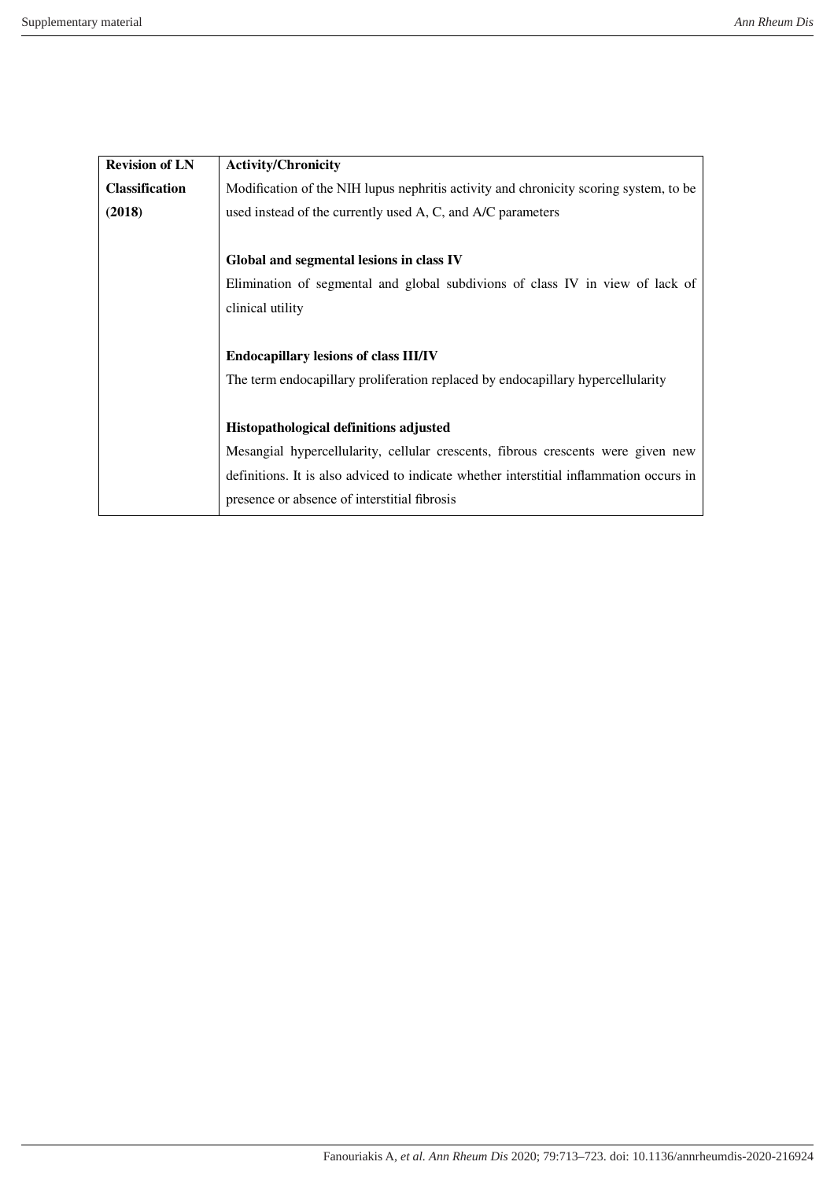| Revision of LN Classification (2018) | **Activity/Chronicity**<br>Modification of the NIH lupus nephritis activity and chronicity scoring system, to be used instead of the currently used A, C, and A/C parameters<br><br>**Global and segmental lesions in class IV**<br>Elimination of segmental and global subdivions of class IV in view of lack of clinical utility<br><br>**Endocapillary lesions of class III/IV**<br>The term endocapillary proliferation replaced by endocapillary hypercellularity<br><br>**Histopathological definitions adjusted**<br>Mesangial hypercellularity, cellular crescents, fibrous crescents were given new definitions. It is also adviced to indicate whether interstitial inflammation occurs in presence or absence of interstitial fibrosis |
|---|---|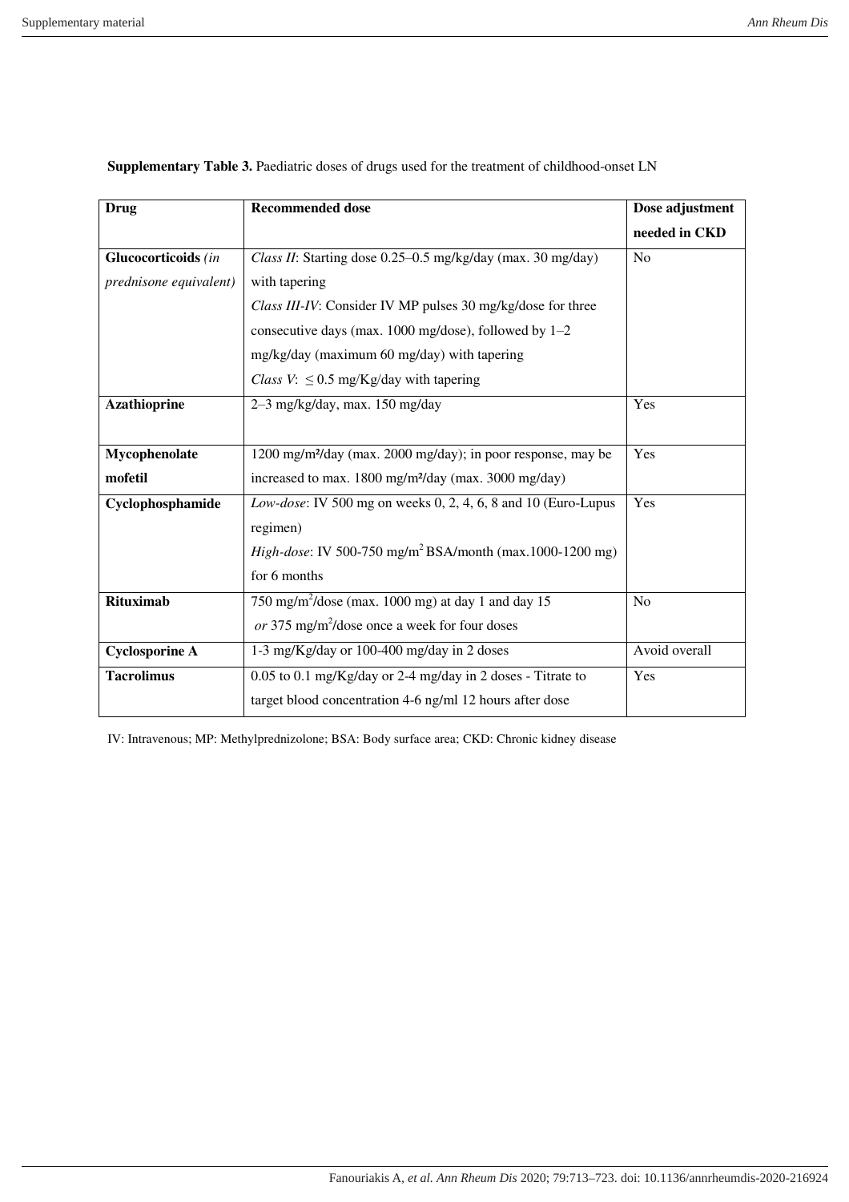**Supplementary Table 3.** Paediatric doses of drugs used for the treatment of childhood-onset LN

| **Drug** | **Recommended dose** | **Dose adjustment needed in CKD** |
|---|---|---|
| **Glucocorticoids** *(in prednisone equivalent)* | *Class II*: Starting dose 0.25–0.5 mg/kg/day (max. 30 mg/day) with tapering<br>*Class III-IV*: Consider IV MP pulses 30 mg/kg/dose for three consecutive days (max. 1000 mg/dose), followed by 1–2 mg/kg/day (maximum 60 mg/day) with tapering<br>*Class V*: $\leq$ 0.5 mg/Kg/day with tapering | No |
| **Azathioprine** | 2–3 mg/kg/day, max. 150 mg/day | Yes |
| **Mycophenolate mofetil** | 1200 mg/m²/day (max. 2000 mg/day); in poor response, may be increased to max. 1800 mg/m²/day (max. 3000 mg/day) | Yes |
| **Cyclophosphamide** | *Low-dose*: IV 500 mg on weeks 0, 2, 4, 6, 8 and 10 (Euro-Lupus regimen)<br>*High-dose*: IV 500-750 mg/m² BSA/month (max.1000-1200 mg) for 6 months | Yes |
| **Rituximab** | 750 mg/m²/dose (max. 1000 mg) at day 1 and day 15<br>*or* 375 mg/m²/dose once a week for four doses | No |
| **Cyclosporine A** | 1-3 mg/Kg/day or 100-400 mg/day in 2 doses | Avoid overall |
| **Tacrolimus** | 0.05 to 0.1 mg/Kg/day or 2-4 mg/day in 2 doses - Titrate to target blood concentration 4-6 ng/ml 12 hours after dose | Yes |

IV: Intravenous; MP: Methylprednizolone; BSA: Body surface area; CKD: Chronic kidney disease